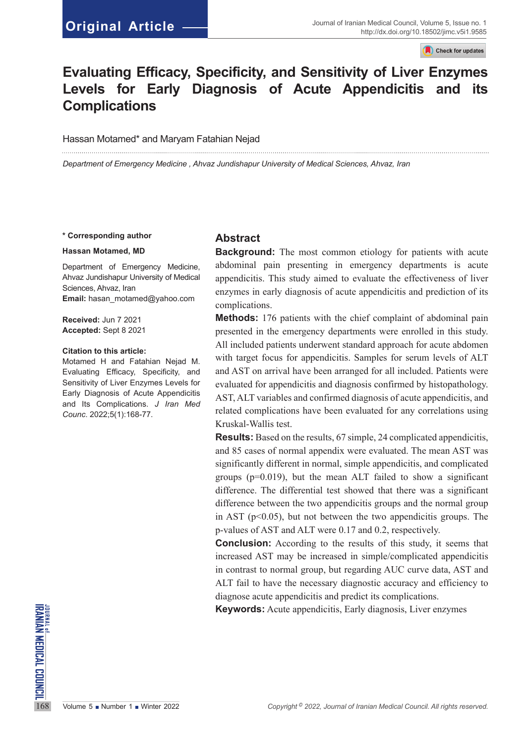# Evaluating Efficacy, Specificity, and Sensitivity of Liver Enzymes Levels for Early Diagnosis of Acute Appendicitis and its Complications

Hassan Motamed* and Maryam Fatahian Nejad

*Department of Emergency Medicine , Ahvaz Jundishapur University of Medical Sciences, Ahvaz, Iran*

**\* Corresponding author**

**Hassan Motamed, MD**

Department of Emergency Medicine, Ahvaz Jundishapur University of Medical Sciences, Ahvaz, Iran
**Email:** hasan_motamed@yahoo.com

**Received:** Jun 7 2021
**Accepted:** Sept 8 2021

**Citation to this article:**
Motamed H and Fatahian Nejad M. Evaluating Efficacy, Specificity, and Sensitivity of Liver Enzymes Levels for Early Diagnosis of Acute Appendicitis and Its Complications. *J Iran Med Counc*. 2022;5(1):168-77.

## Abstract

**Background:** The most common etiology for patients with acute abdominal pain presenting in emergency departments is acute appendicitis. This study aimed to evaluate the effectiveness of liver enzymes in early diagnosis of acute appendicitis and prediction of its complications.

**Methods:** 176 patients with the chief complaint of abdominal pain presented in the emergency departments were enrolled in this study. All included patients underwent standard approach for acute abdomen with target focus for appendicitis. Samples for serum levels of ALT and AST on arrival have been arranged for all included. Patients were evaluated for appendicitis and diagnosis confirmed by histopathology. AST, ALT variables and confirmed diagnosis of acute appendicitis, and related complications have been evaluated for any correlations using Kruskal-Wallis test.

**Results:** Based on the results, 67 simple, 24 complicated appendicitis, and 85 cases of normal appendix were evaluated. The mean AST was significantly different in normal, simple appendicitis, and complicated groups ($p=0.019$), but the mean ALT failed to show a significant difference. The differential test showed that there was a significant difference between the two appendicitis groups and the normal group in AST ($p<0.05$), but not between the two appendicitis groups. The p-values of AST and ALT were 0.17 and 0.2, respectively.

**Conclusion:** According to the results of this study, it seems that increased AST may be increased in simple/complicated appendicitis in contrast to normal group, but regarding AUC curve data, AST and ALT fail to have the necessary diagnostic accuracy and efficiency to diagnose acute appendicitis and predict its complications.

**Keywords:** Acute appendicitis, Early diagnosis, Liver enzymes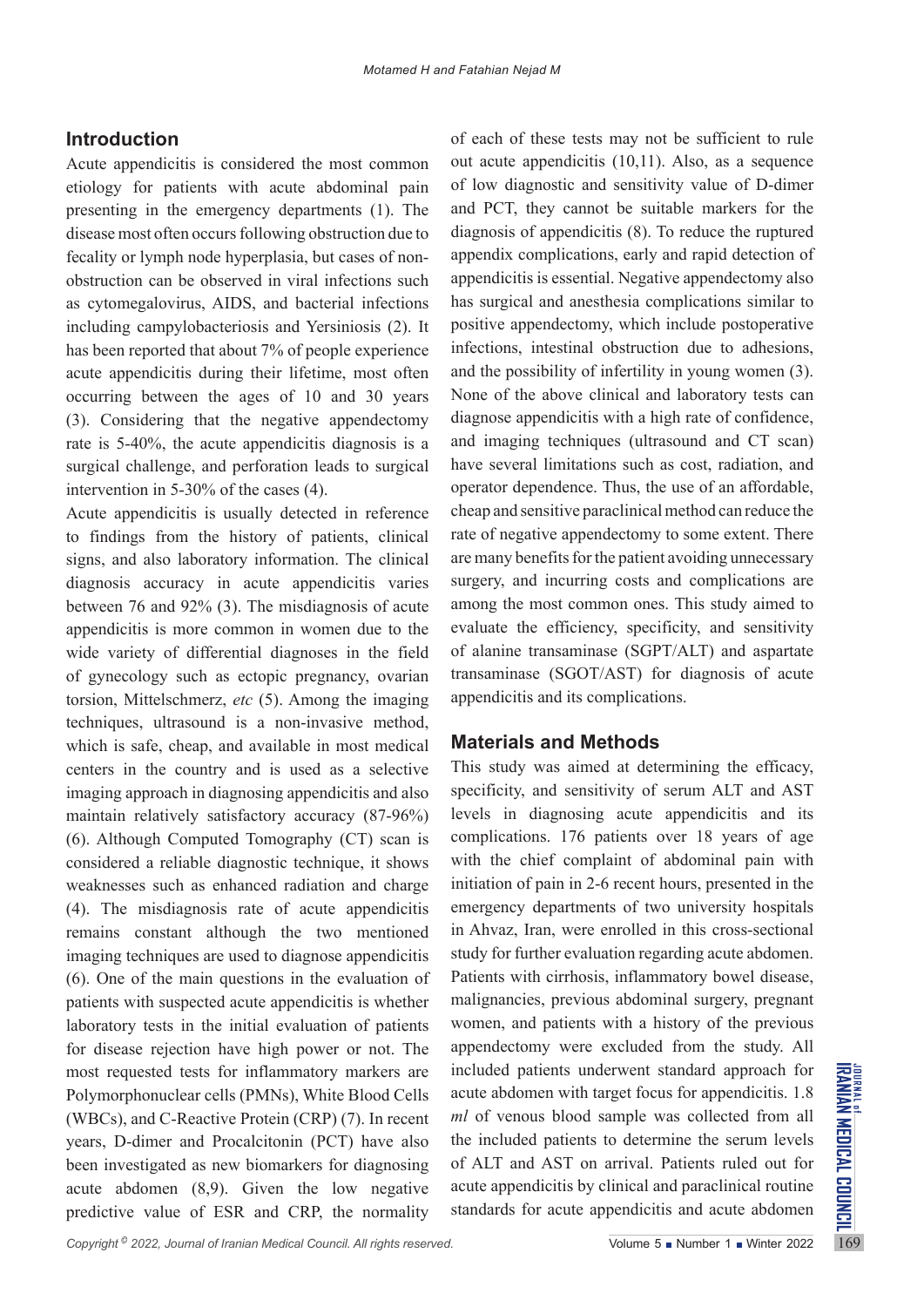## Introduction

Acute appendicitis is considered the most common etiology for patients with acute abdominal pain presenting in the emergency departments (1). The disease most often occurs following obstruction due to fecality or lymph node hyperplasia, but cases of non-obstruction can be observed in viral infections such as cytomegalovirus, AIDS, and bacterial infections including campylobacteriosis and Yersiniosis (2). It has been reported that about 7% of people experience acute appendicitis during their lifetime, most often occurring between the ages of 10 and 30 years (3). Considering that the negative appendectomy rate is 5-40%, the acute appendicitis diagnosis is a surgical challenge, and perforation leads to surgical intervention in 5-30% of the cases (4).

Acute appendicitis is usually detected in reference to findings from the history of patients, clinical signs, and also laboratory information. The clinical diagnosis accuracy in acute appendicitis varies between 76 and 92% (3). The misdiagnosis of acute appendicitis is more common in women due to the wide variety of differential diagnoses in the field of gynecology such as ectopic pregnancy, ovarian torsion, Mittelschmerz, *etc* (5). Among the imaging techniques, ultrasound is a non-invasive method, which is safe, cheap, and available in most medical centers in the country and is used as a selective imaging approach in diagnosing appendicitis and also maintain relatively satisfactory accuracy (87-96%) (6). Although Computed Tomography (CT) scan is considered a reliable diagnostic technique, it shows weaknesses such as enhanced radiation and charge (4). The misdiagnosis rate of acute appendicitis remains constant although the two mentioned imaging techniques are used to diagnose appendicitis (6). One of the main questions in the evaluation of patients with suspected acute appendicitis is whether laboratory tests in the initial evaluation of patients for disease rejection have high power or not. The most requested tests for inflammatory markers are Polymorphonuclear cells (PMNs), White Blood Cells (WBCs), and C-Reactive Protein (CRP) (7). In recent years, D-dimer and Procalcitonin (PCT) have also been investigated as new biomarkers for diagnosing acute abdomen (8,9). Given the low negative predictive value of ESR and CRP, the normality of each of these tests may not be sufficient to rule out acute appendicitis (10,11). Also, as a sequence of low diagnostic and sensitivity value of D-dimer and PCT, they cannot be suitable markers for the diagnosis of appendicitis (8). To reduce the ruptured appendix complications, early and rapid detection of appendicitis is essential. Negative appendectomy also has surgical and anesthesia complications similar to positive appendectomy, which include postoperative infections, intestinal obstruction due to adhesions, and the possibility of infertility in young women (3). None of the above clinical and laboratory tests can diagnose appendicitis with a high rate of confidence, and imaging techniques (ultrasound and CT scan) have several limitations such as cost, radiation, and operator dependence. Thus, the use of an affordable, cheap and sensitive paraclinical method can reduce the rate of negative appendectomy to some extent. There are many benefits for the patient avoiding unnecessary surgery, and incurring costs and complications are among the most common ones. This study aimed to evaluate the efficiency, specificity, and sensitivity of alanine transaminase (SGPT/ALT) and aspartate transaminase (SGOT/AST) for diagnosis of acute appendicitis and its complications.

## Materials and Methods

This study was aimed at determining the efficacy, specificity, and sensitivity of serum ALT and AST levels in diagnosing acute appendicitis and its complications. 176 patients over 18 years of age with the chief complaint of abdominal pain with initiation of pain in 2-6 recent hours, presented in the emergency departments of two university hospitals in Ahvaz, Iran, were enrolled in this cross-sectional study for further evaluation regarding acute abdomen. Patients with cirrhosis, inflammatory bowel disease, malignancies, previous abdominal surgery, pregnant women, and patients with a history of the previous appendectomy were excluded from the study. All included patients underwent standard approach for acute abdomen with target focus for appendicitis. 1.8 *ml* of venous blood sample was collected from all the included patients to determine the serum levels of ALT and AST on arrival. Patients ruled out for acute appendicitis by clinical and paraclinical routine standards for acute appendicitis and acute abdomen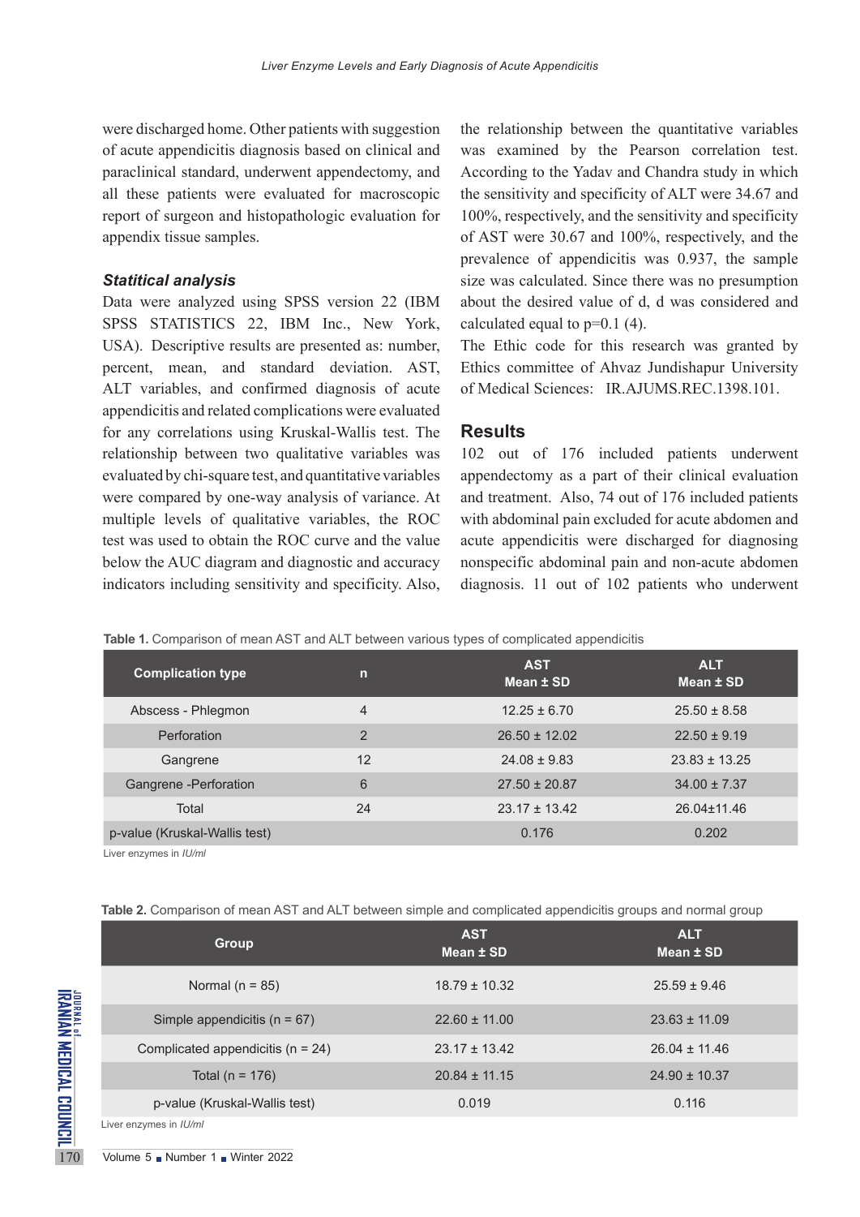were discharged home. Other patients with suggestion of acute appendicitis diagnosis based on clinical and paraclinical standard, underwent appendectomy, and all these patients were evaluated for macroscopic report of surgeon and histopathologic evaluation for appendix tissue samples.

### *Statitical analysis*

Data were analyzed using SPSS version 22 (IBM SPSS STATISTICS 22, IBM Inc., New York, USA). Descriptive results are presented as: number, percent, mean, and standard deviation. AST, ALT variables, and confirmed diagnosis of acute appendicitis and related complications were evaluated for any correlations using Kruskal-Wallis test. The relationship between two qualitative variables was evaluated by chi-square test, and quantitative variables were compared by one-way analysis of variance. At multiple levels of qualitative variables, the ROC test was used to obtain the ROC curve and the value below the AUC diagram and diagnostic and accuracy indicators including sensitivity and specificity. Also, the relationship between the quantitative variables was examined by the Pearson correlation test. According to the Yadav and Chandra study in which the sensitivity and specificity of ALT were 34.67 and 100%, respectively, and the sensitivity and specificity of AST were 30.67 and 100%, respectively, and the prevalence of appendicitis was 0.937, the sample size was calculated. Since there was no presumption about the desired value of d, d was considered and calculated equal to p=0.1 (4).

The Ethic code for this research was granted by Ethics committee of Ahvaz Jundishapur University of Medical Sciences: IR.AJUMS.REC.1398.101.

## Results

102 out of 176 included patients underwent appendectomy as a part of their clinical evaluation and treatment. Also, 74 out of 176 included patients with abdominal pain excluded for acute abdomen and acute appendicitis were discharged for diagnosing nonspecific abdominal pain and non-acute abdomen diagnosis. 11 out of 102 patients who underwent

**Table 1.** Comparison of mean AST and ALT between various types of complicated appendicitis

| Complication type | n | AST Mean ± SD | ALT Mean ± SD |
|---|---|---|---|
| Abscess - Phlegmon | 4 | 12.25 ± 6.70 | 25.50 ± 8.58 |
| Perforation | 2 | 26.50 ± 12.02 | 22.50 ± 9.19 |
| Gangrene | 12 | 24.08 ± 9.83 | 23.83 ± 13.25 |
| Gangrene -Perforation | 6 | 27.50 ± 20.87 | 34.00 ± 7.37 |
| Total | 24 | 23.17 ± 13.42 | 26.04±11.46 |
| p-value (Kruskal-Wallis test) | | 0.176 | 0.202 |

Liver enzymes in *IU/ml*

**Table 2.** Comparison of mean AST and ALT between simple and complicated appendicitis groups and normal group

| Group | AST Mean ± SD | ALT Mean ± SD |
|---|---|---|
| Normal (n = 85) | 18.79 ± 10.32 | 25.59 ± 9.46 |
| Simple appendicitis (n = 67) | 22.60 ± 11.00 | 23.63 ± 11.09 |
| Complicated appendicitis (n = 24) | 23.17 ± 13.42 | 26.04 ± 11.46 |
| Total (n = 176) | 20.84 ± 11.15 | 24.90 ± 10.37 |
| p-value (Kruskal-Wallis test) | 0.019 | 0.116 |

Liver enzymes in *IU/ml*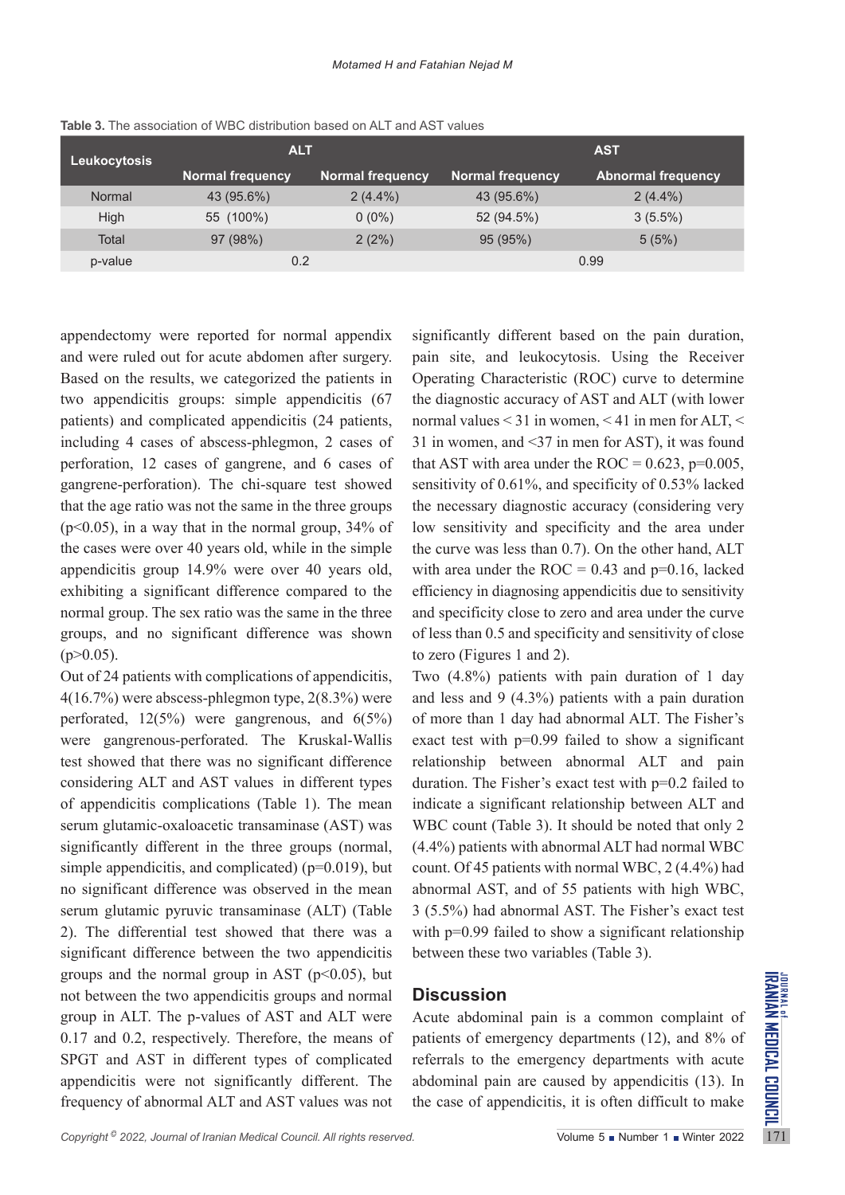Table 3. The association of WBC distribution based on ALT and AST values

| Leukocytosis | ALT | | AST | |
|---|---|---|---|---|
| | Normal frequency | Normal frequency | Normal frequency | Abnormal frequency |
| Normal | 43 (95.6%) | 2 (4.4%) | 43 (95.6%) | 2 (4.4%) |
| High | 55 (100%) | 0 (0%) | 52 (94.5%) | 3 (5.5%) |
| Total | 97 (98%) | 2 (2%) | 95 (95%) | 5 (5%) |
| p-value | 0.2 | | 0.99 | |

appendectomy were reported for normal appendix and were ruled out for acute abdomen after surgery. Based on the results, we categorized the patients in two appendicitis groups: simple appendicitis (67 patients) and complicated appendicitis (24 patients, including 4 cases of abscess-phlegmon, 2 cases of perforation, 12 cases of gangrene, and 6 cases of gangrene-perforation). The chi-square test showed that the age ratio was not the same in the three groups ($p<0.05$), in a way that in the normal group, 34% of the cases were over 40 years old, while in the simple appendicitis group 14.9% were over 40 years old, exhibiting a significant difference compared to the normal group. The sex ratio was the same in the three groups, and no significant difference was shown ($p>0.05$).

Out of 24 patients with complications of appendicitis, 4(16.7%) were abscess-phlegmon type, 2(8.3%) were perforated, 12(5%) were gangrenous, and 6(5%) were gangrenous-perforated. The Kruskal-Wallis test showed that there was no significant difference considering ALT and AST values in different types of appendicitis complications (Table 1). The mean serum glutamic-oxaloacetic transaminase (AST) was significantly different in the three groups (normal, simple appendicitis, and complicated) ($p=0.019$), but no significant difference was observed in the mean serum glutamic pyruvic transaminase (ALT) (Table 2). The differential test showed that there was a significant difference between the two appendicitis groups and the normal group in AST ($p<0.05$), but not between the two appendicitis groups and normal group in ALT. The p-values of AST and ALT were 0.17 and 0.2, respectively. Therefore, the means of SPGT and AST in different types of complicated appendicitis were not significantly different. The frequency of abnormal ALT and AST values was not significantly different based on the pain duration, pain site, and leukocytosis. Using the Receiver Operating Characteristic (ROC) curve to determine the diagnostic accuracy of AST and ALT (with lower normal values < 31 in women, < 41 in men for ALT, < 31 in women, and <37 in men for AST), it was found that AST with area under the ROC = 0.623, $p=0.005$, sensitivity of 0.61%, and specificity of 0.53% lacked the necessary diagnostic accuracy (considering very low sensitivity and specificity and the area under the curve was less than 0.7). On the other hand, ALT with area under the ROC = 0.43 and $p=0.16$, lacked efficiency in diagnosing appendicitis due to sensitivity and specificity close to zero and area under the curve of less than 0.5 and specificity and sensitivity of close to zero (Figures 1 and 2).

Two (4.8%) patients with pain duration of 1 day and less and 9 (4.3%) patients with a pain duration of more than 1 day had abnormal ALT. The Fisher's exact test with $p=0.99$ failed to show a significant relationship between abnormal ALT and pain duration. The Fisher's exact test with $p=0.2$ failed to indicate a significant relationship between ALT and WBC count (Table 3). It should be noted that only 2 (4.4%) patients with abnormal ALT had normal WBC count. Of 45 patients with normal WBC, 2 (4.4%) had abnormal AST, and of 55 patients with high WBC, 3 (5.5%) had abnormal AST. The Fisher's exact test with $p=0.99$ failed to show a significant relationship between these two variables (Table 3).

## Discussion

Acute abdominal pain is a common complaint of patients of emergency departments (12), and 8% of referrals to the emergency departments with acute abdominal pain are caused by appendicitis (13). In the case of appendicitis, it is often difficult to make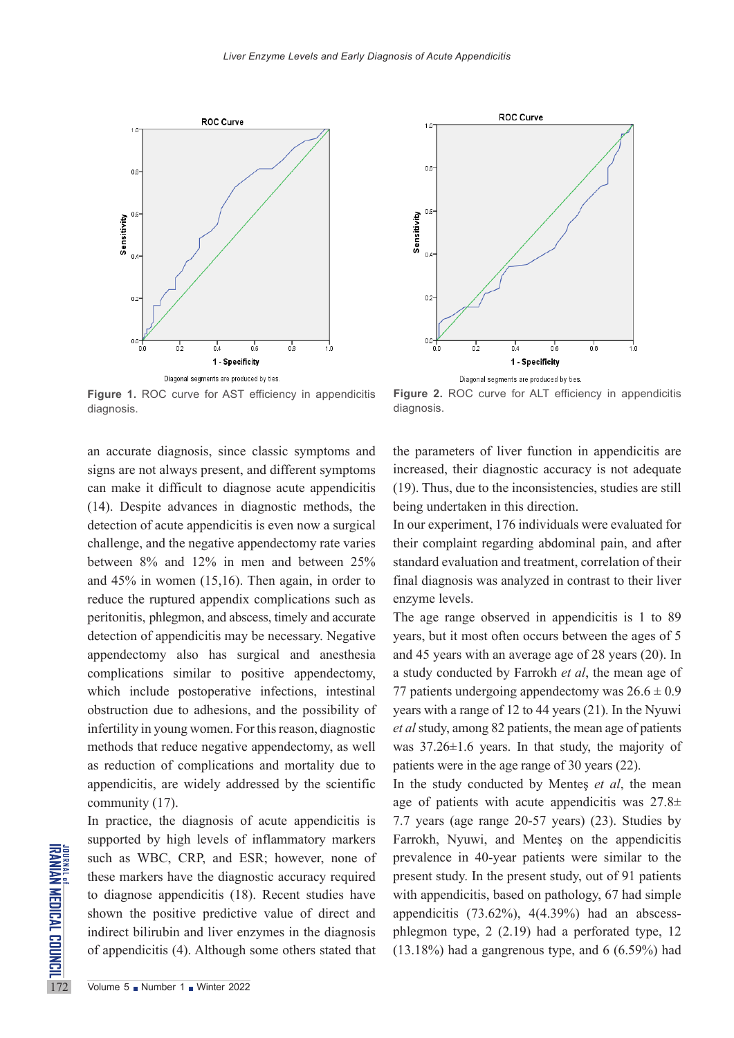Diagonal segments are produced by ties.

**Figure 1.** ROC curve for AST efficiency in appendicitis diagnosis.

Diagonal segments are produced by ties.

**Figure 2.** ROC curve for ALT efficiency in appendicitis diagnosis.

an accurate diagnosis, since classic symptoms and signs are not always present, and different symptoms can make it difficult to diagnose acute appendicitis (14). Despite advances in diagnostic methods, the detection of acute appendicitis is even now a surgical challenge, and the negative appendectomy rate varies between 8% and 12% in men and between 25% and 45% in women (15,16). Then again, in order to reduce the ruptured appendix complications such as peritonitis, phlegmon, and abscess, timely and accurate detection of appendicitis may be necessary. Negative appendectomy also has surgical and anesthesia complications similar to positive appendectomy, which include postoperative infections, intestinal obstruction due to adhesions, and the possibility of infertility in young women. For this reason, diagnostic methods that reduce negative appendectomy, as well as reduction of complications and mortality due to appendicitis, are widely addressed by the scientific community (17).

In practice, the diagnosis of acute appendicitis is supported by high levels of inflammatory markers such as WBC, CRP, and ESR; however, none of these markers have the diagnostic accuracy required to diagnose appendicitis (18). Recent studies have shown the positive predictive value of direct and indirect bilirubin and liver enzymes in the diagnosis of appendicitis (4). Although some others stated that the parameters of liver function in appendicitis are increased, their diagnostic accuracy is not adequate (19). Thus, due to the inconsistencies, studies are still being undertaken in this direction.

In our experiment, 176 individuals were evaluated for their complaint regarding abdominal pain, and after standard evaluation and treatment, correlation of their final diagnosis was analyzed in contrast to their liver enzyme levels.

The age range observed in appendicitis is 1 to 89 years, but it most often occurs between the ages of 5 and 45 years with an average age of 28 years (20). In a study conducted by Farrokh *et al*, the mean age of 77 patients undergoing appendectomy was 26.6 ± 0.9 years with a range of 12 to 44 years (21). In the Nyuwi *et al* study, among 82 patients, the mean age of patients was 37.26±1.6 years. In that study, the majority of patients were in the age range of 30 years (22).

In the study conducted by Menteş *et al*, the mean age of patients with acute appendicitis was 27.8± 7.7 years (age range 20-57 years) (23). Studies by Farrokh, Nyuwi, and Menteş on the appendicitis prevalence in 40-year patients were similar to the present study. In the present study, out of 91 patients with appendicitis, based on pathology, 67 had simple appendicitis (73.62%), 4(4.39%) had an abscess-phlegmon type, 2 (2.19) had a perforated type, 12 (13.18%) had a gangrenous type, and 6 (6.59%) had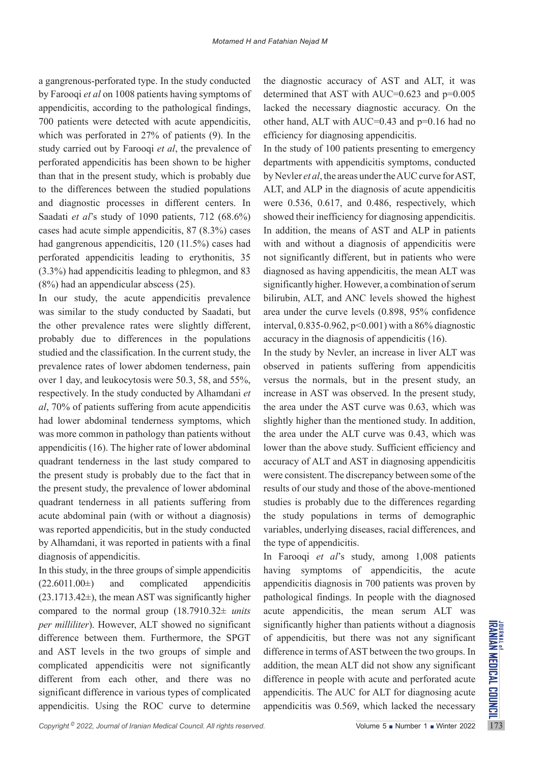a gangrenous-perforated type. In the study conducted by Farooqi *et al* on 1008 patients having symptoms of appendicitis, according to the pathological findings, 700 patients were detected with acute appendicitis, which was perforated in 27% of patients (9). In the study carried out by Farooqi *et al*, the prevalence of perforated appendicitis has been shown to be higher than that in the present study, which is probably due to the differences between the studied populations and diagnostic processes in different centers. In Saadati *et al*'s study of 1090 patients, 712 (68.6%) cases had acute simple appendicitis, 87 (8.3%) cases had gangrenous appendicitis, 120 (11.5%) cases had perforated appendicitis leading to erythonitis, 35 (3.3%) had appendicitis leading to phlegmon, and 83 (8%) had an appendicular abscess (25).

In our study, the acute appendicitis prevalence was similar to the study conducted by Saadati, but the other prevalence rates were slightly different, probably due to differences in the populations studied and the classification. In the current study, the prevalence rates of lower abdomen tenderness, pain over 1 day, and leukocytosis were 50.3, 58, and 55%, respectively. In the study conducted by Alhamdani *et al*, 70% of patients suffering from acute appendicitis had lower abdominal tenderness symptoms, which was more common in pathology than patients without appendicitis (16). The higher rate of lower abdominal quadrant tenderness in the last study compared to the present study is probably due to the fact that in the present study, the prevalence of lower abdominal quadrant tenderness in all patients suffering from acute abdominal pain (with or without a diagnosis) was reported appendicitis, but in the study conducted by Alhamdani, it was reported in patients with a final diagnosis of appendicitis.

In this study, in the three groups of simple appendicitis (22.6011.00±) and complicated appendicitis (23.1713.42±), the mean AST was significantly higher compared to the normal group (18.7910.32± *units per milliliter*). However, ALT showed no significant difference between them. Furthermore, the SPGT and AST levels in the two groups of simple and complicated appendicitis were not significantly different from each other, and there was no significant difference in various types of complicated appendicitis. Using the ROC curve to determine the diagnostic accuracy of AST and ALT, it was determined that AST with AUC=0.623 and p=0.005 lacked the necessary diagnostic accuracy. On the other hand, ALT with AUC=0.43 and p=0.16 had no efficiency for diagnosing appendicitis.

In the study of 100 patients presenting to emergency departments with appendicitis symptoms, conducted by Nevler *et al*, the areas under the AUC curve for AST, ALT, and ALP in the diagnosis of acute appendicitis were 0.536, 0.617, and 0.486, respectively, which showed their inefficiency for diagnosing appendicitis. In addition, the means of AST and ALP in patients with and without a diagnosis of appendicitis were not significantly different, but in patients who were diagnosed as having appendicitis, the mean ALT was significantly higher. However, a combination of serum bilirubin, ALT, and ANC levels showed the highest area under the curve levels (0.898, 95% confidence interval, 0.835-0.962, p<0.001) with a 86% diagnostic accuracy in the diagnosis of appendicitis (16).

In the study by Nevler, an increase in liver ALT was observed in patients suffering from appendicitis versus the normals, but in the present study, an increase in AST was observed. In the present study, the area under the AST curve was 0.63, which was slightly higher than the mentioned study. In addition, the area under the ALT curve was 0.43, which was lower than the above study. Sufficient efficiency and accuracy of ALT and AST in diagnosing appendicitis were consistent. The discrepancy between some of the results of our study and those of the above-mentioned studies is probably due to the differences regarding the study populations in terms of demographic variables, underlying diseases, racial differences, and the type of appendicitis.

In Farooqi *et al*'s study, among 1,008 patients having symptoms of appendicitis, the acute appendicitis diagnosis in 700 patients was proven by pathological findings. In people with the diagnosed acute appendicitis, the mean serum ALT was significantly higher than patients without a diagnosis of appendicitis, but there was not any significant difference in terms of AST between the two groups. In addition, the mean ALT did not show any significant difference in people with acute and perforated acute appendicitis. The AUC for ALT for diagnosing acute appendicitis was 0.569, which lacked the necessary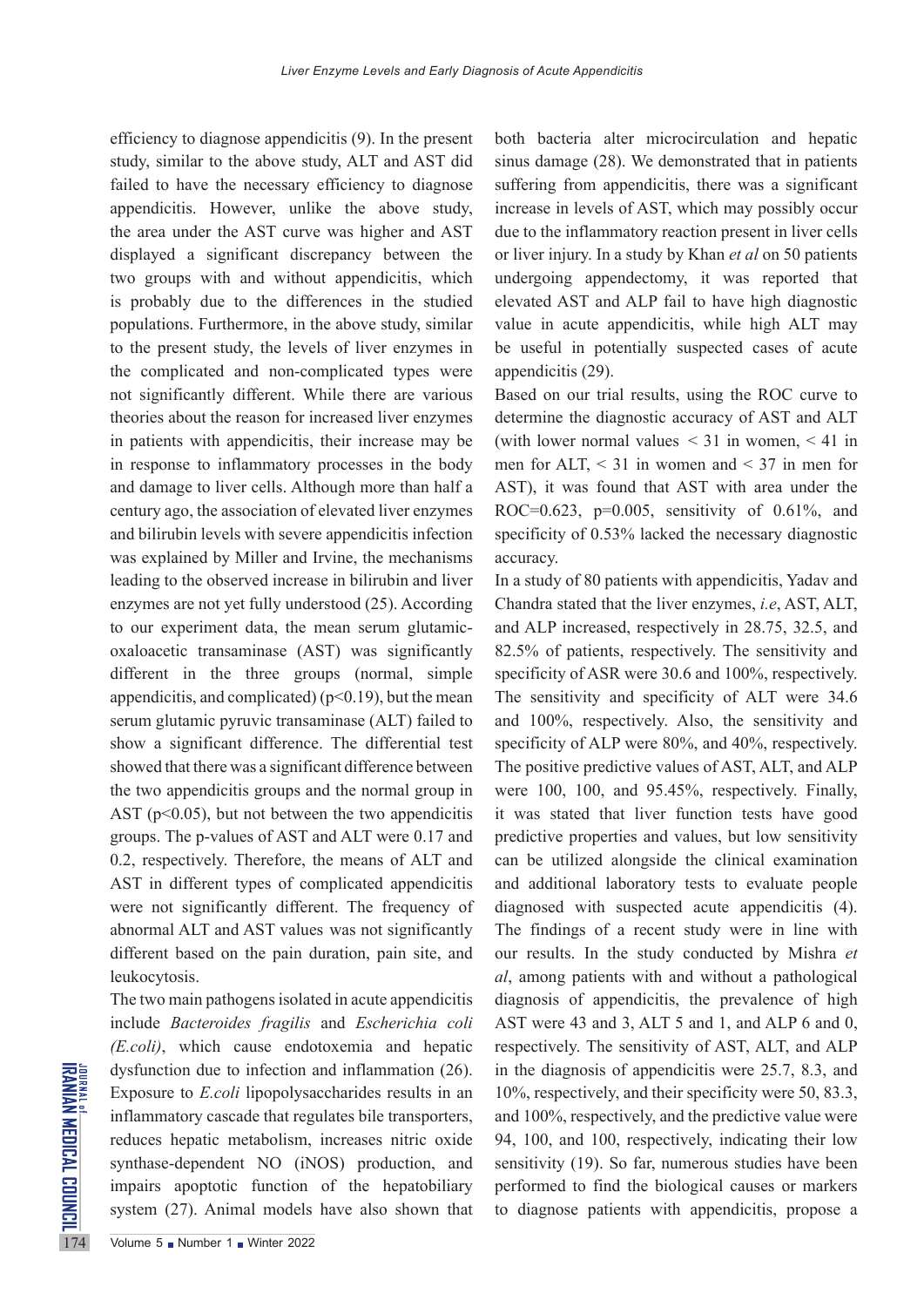efficiency to diagnose appendicitis (9). In the present study, similar to the above study, ALT and AST did failed to have the necessary efficiency to diagnose appendicitis. However, unlike the above study, the area under the AST curve was higher and AST displayed a significant discrepancy between the two groups with and without appendicitis, which is probably due to the differences in the studied populations. Furthermore, in the above study, similar to the present study, the levels of liver enzymes in the complicated and non-complicated types were not significantly different. While there are various theories about the reason for increased liver enzymes in patients with appendicitis, their increase may be in response to inflammatory processes in the body and damage to liver cells. Although more than half a century ago, the association of elevated liver enzymes and bilirubin levels with severe appendicitis infection was explained by Miller and Irvine, the mechanisms leading to the observed increase in bilirubin and liver enzymes are not yet fully understood (25). According to our experiment data, the mean serum glutamic-oxaloacetic transaminase (AST) was significantly different in the three groups (normal, simple appendicitis, and complicated) ($p<0.19$), but the mean serum glutamic pyruvic transaminase (ALT) failed to show a significant difference. The differential test showed that there was a significant difference between the two appendicitis groups and the normal group in AST ($p<0.05$), but not between the two appendicitis groups. The p-values of AST and ALT were 0.17 and 0.2, respectively. Therefore, the means of ALT and AST in different types of complicated appendicitis were not significantly different. The frequency of abnormal ALT and AST values was not significantly different based on the pain duration, pain site, and leukocytosis.

The two main pathogens isolated in acute appendicitis include *Bacteroides fragilis* and *Escherichia coli (E.coli)*, which cause endotoxemia and hepatic dysfunction due to infection and inflammation (26). Exposure to *E.coli* lipopolysaccharides results in an inflammatory cascade that regulates bile transporters, reduces hepatic metabolism, increases nitric oxide synthase-dependent NO (iNOS) production, and impairs apoptotic function of the hepatobiliary system (27). Animal models have also shown that both bacteria alter microcirculation and hepatic sinus damage (28). We demonstrated that in patients suffering from appendicitis, there was a significant increase in levels of AST, which may possibly occur due to the inflammatory reaction present in liver cells or liver injury. In a study by Khan *et al* on 50 patients undergoing appendectomy, it was reported that elevated AST and ALP fail to have high diagnostic value in acute appendicitis, while high ALT may be useful in potentially suspected cases of acute appendicitis (29).

Based on our trial results, using the ROC curve to determine the diagnostic accuracy of AST and ALT (with lower normal values $< 31$ in women, $< 41$ in men for ALT, $< 31$ in women and $< 37$ in men for AST), it was found that AST with area under the ROC=0.623, p=0.005, sensitivity of 0.61%, and specificity of 0.53% lacked the necessary diagnostic accuracy.

In a study of 80 patients with appendicitis, Yadav and Chandra stated that the liver enzymes, *i.e*, AST, ALT, and ALP increased, respectively in 28.75, 32.5, and 82.5% of patients, respectively. The sensitivity and specificity of ASR were 30.6 and 100%, respectively. The sensitivity and specificity of ALT were 34.6 and 100%, respectively. Also, the sensitivity and specificity of ALP were 80%, and 40%, respectively. The positive predictive values of AST, ALT, and ALP were 100, 100, and 95.45%, respectively. Finally, it was stated that liver function tests have good predictive properties and values, but low sensitivity can be utilized alongside the clinical examination and additional laboratory tests to evaluate people diagnosed with suspected acute appendicitis (4). The findings of a recent study were in line with our results. In the study conducted by Mishra *et al*, among patients with and without a pathological diagnosis of appendicitis, the prevalence of high AST were 43 and 3, ALT 5 and 1, and ALP 6 and 0, respectively. The sensitivity of AST, ALT, and ALP in the diagnosis of appendicitis were 25.7, 8.3, and 10%, respectively, and their specificity were 50, 83.3, and 100%, respectively, and the predictive value were 94, 100, and 100, respectively, indicating their low sensitivity (19). So far, numerous studies have been performed to find the biological causes or markers to diagnose patients with appendicitis, propose a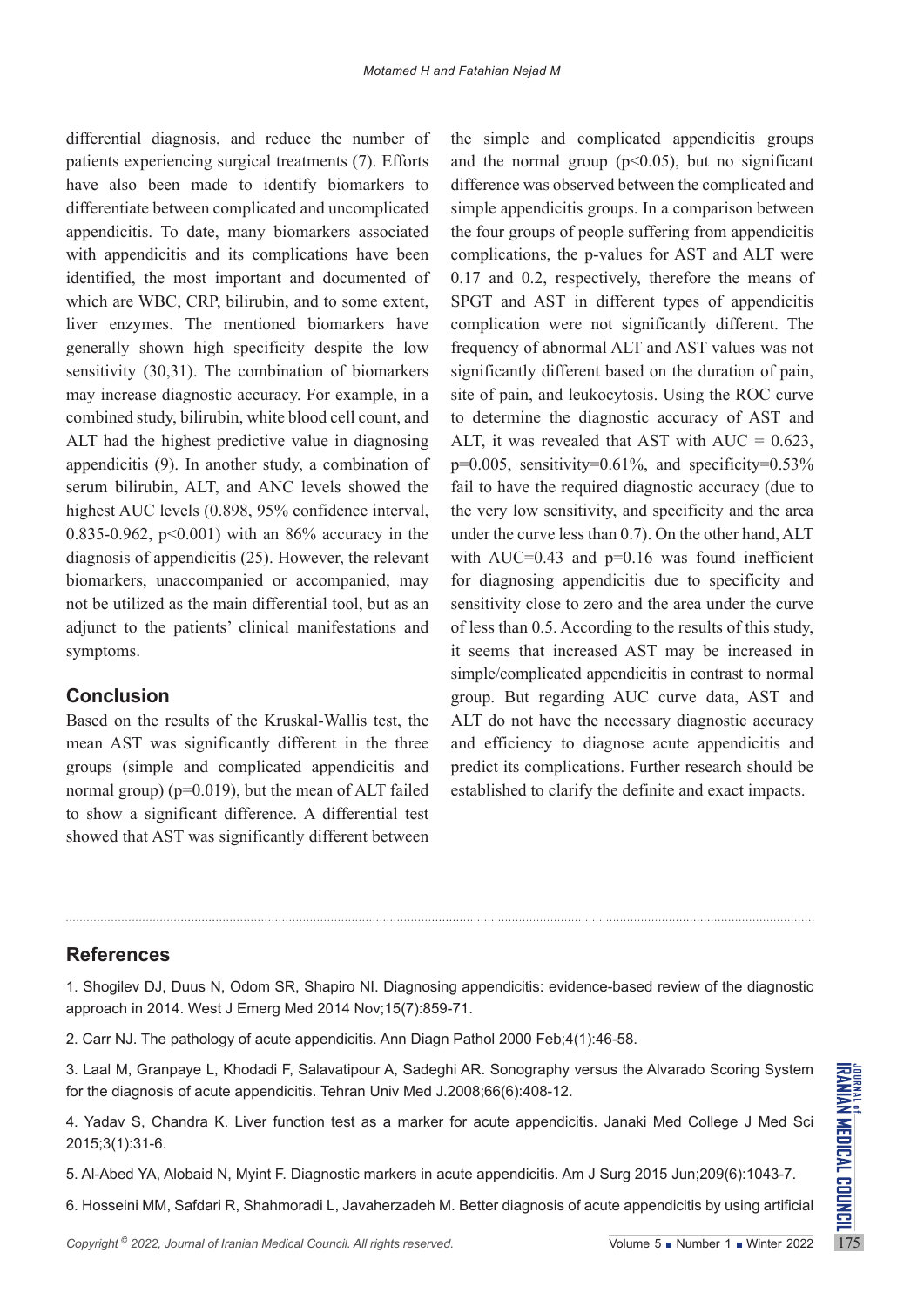differential diagnosis, and reduce the number of patients experiencing surgical treatments (7). Efforts have also been made to identify biomarkers to differentiate between complicated and uncomplicated appendicitis. To date, many biomarkers associated with appendicitis and its complications have been identified, the most important and documented of which are WBC, CRP, bilirubin, and to some extent, liver enzymes. The mentioned biomarkers have generally shown high specificity despite the low sensitivity (30,31). The combination of biomarkers may increase diagnostic accuracy. For example, in a combined study, bilirubin, white blood cell count, and ALT had the highest predictive value in diagnosing appendicitis (9). In another study, a combination of serum bilirubin, ALT, and ANC levels showed the highest AUC levels (0.898, 95% confidence interval, 0.835-0.962, $p<0.001$) with an 86% accuracy in the diagnosis of appendicitis (25). However, the relevant biomarkers, unaccompanied or accompanied, may not be utilized as the main differential tool, but as an adjunct to the patients' clinical manifestations and symptoms.

## Conclusion

Based on the results of the Kruskal-Wallis test, the mean AST was significantly different in the three groups (simple and complicated appendicitis and normal group) ($p=0.019$), but the mean of ALT failed to show a significant difference. A differential test showed that AST was significantly different between the simple and complicated appendicitis groups and the normal group ($p<0.05$), but no significant difference was observed between the complicated and simple appendicitis groups. In a comparison between the four groups of people suffering from appendicitis complications, the p-values for AST and ALT were 0.17 and 0.2, respectively, therefore the means of SPGT and AST in different types of appendicitis complication were not significantly different. The frequency of abnormal ALT and AST values was not significantly different based on the duration of pain, site of pain, and leukocytosis. Using the ROC curve to determine the diagnostic accuracy of AST and ALT, it was revealed that AST with AUC = 0.623, $p=0.005$, sensitivity=0.61%, and specificity=0.53% fail to have the required diagnostic accuracy (due to the very low sensitivity, and specificity and the area under the curve less than 0.7). On the other hand, ALT with AUC=0.43 and $p=0.16$ was found inefficient for diagnosing appendicitis due to specificity and sensitivity close to zero and the area under the curve of less than 0.5. According to the results of this study, it seems that increased AST may be increased in simple/complicated appendicitis in contrast to normal group. But regarding AUC curve data, AST and ALT do not have the necessary diagnostic accuracy and efficiency to diagnose acute appendicitis and predict its complications. Further research should be established to clarify the definite and exact impacts.

## References

1. Shogilev DJ, Duus N, Odom SR, Shapiro NI. Diagnosing appendicitis: evidence-based review of the diagnostic approach in 2014. West J Emerg Med 2014 Nov;15(7):859-71.

2. Carr NJ. The pathology of acute appendicitis. Ann Diagn Pathol 2000 Feb;4(1):46-58.

3. Laal M, Granpaye L, Khodadi F, Salavatipour A, Sadeghi AR. Sonography versus the Alvarado Scoring System for the diagnosis of acute appendicitis. Tehran Univ Med J.2008;66(6):408-12.

4. Yadav S, Chandra K. Liver function test as a marker for acute appendicitis. Janaki Med College J Med Sci 2015;3(1):31-6.

5. Al-Abed YA, Alobaid N, Myint F. Diagnostic markers in acute appendicitis. Am J Surg 2015 Jun;209(6):1043-7.

6. Hosseini MM, Safdari R, Shahmoradi L, Javaherzadeh M. Better diagnosis of acute appendicitis by using artificial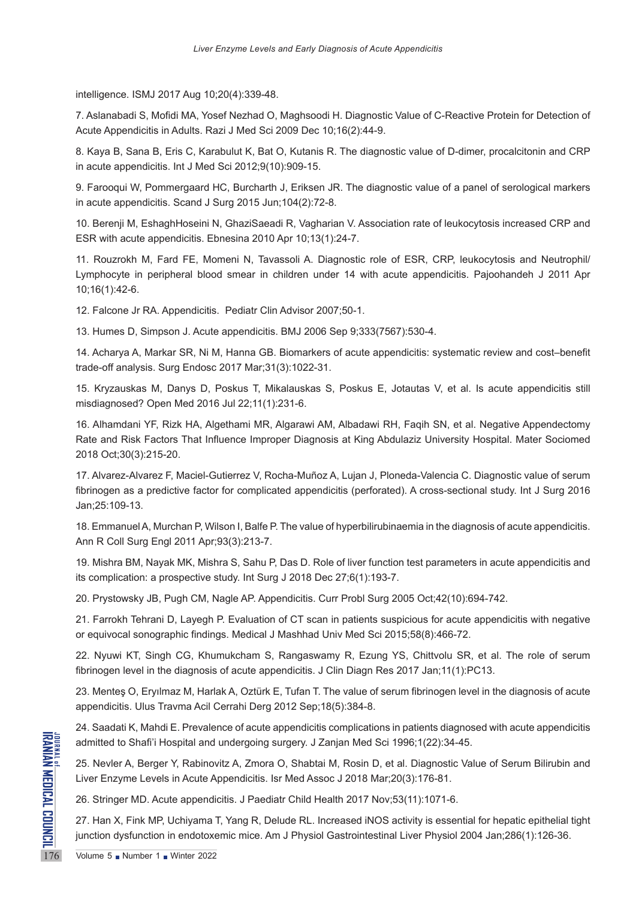intelligence. ISMJ 2017 Aug 10;20(4):339-48.

7. Aslanabadi S, Mofidi MA, Yosef Nezhad O, Maghsoodi H. Diagnostic Value of C-Reactive Protein for Detection of Acute Appendicitis in Adults. Razi J Med Sci 2009 Dec 10;16(2):44-9.

8. Kaya B, Sana B, Eris C, Karabulut K, Bat O, Kutanis R. The diagnostic value of D-dimer, procalcitonin and CRP in acute appendicitis. Int J Med Sci 2012;9(10):909-15.

9. Farooqui W, Pommergaard HC, Burcharth J, Eriksen JR. The diagnostic value of a panel of serological markers in acute appendicitis. Scand J Surg 2015 Jun;104(2):72-8.

10. Berenji M, EshaghHoseini N, GhaziSaeadi R, Vagharian V. Association rate of leukocytosis increased CRP and ESR with acute appendicitis. Ebnesina 2010 Apr 10;13(1):24-7.

11. Rouzrokh M, Fard FE, Momeni N, Tavassoli A. Diagnostic role of ESR, CRP, leukocytosis and Neutrophil/ Lymphocyte in peripheral blood smear in children under 14 with acute appendicitis. Pajoohandeh J 2011 Apr 10;16(1):42-6.

12. Falcone Jr RA. Appendicitis. Pediatr Clin Advisor 2007;50-1.

13. Humes D, Simpson J. Acute appendicitis. BMJ 2006 Sep 9;333(7567):530-4.

14. Acharya A, Markar SR, Ni M, Hanna GB. Biomarkers of acute appendicitis: systematic review and cost–benefit trade-off analysis. Surg Endosc 2017 Mar;31(3):1022-31.

15. Kryzauskas M, Danys D, Poskus T, Mikalauskas S, Poskus E, Jotautas V, et al. Is acute appendicitis still misdiagnosed? Open Med 2016 Jul 22;11(1):231-6.

16. Alhamdani YF, Rizk HA, Algethami MR, Algarawi AM, Albadawi RH, Faqih SN, et al. Negative Appendectomy Rate and Risk Factors That Influence Improper Diagnosis at King Abdulaziz University Hospital. Mater Sociomed 2018 Oct;30(3):215-20.

17. Alvarez-Alvarez F, Maciel-Gutierrez V, Rocha-Muñoz A, Lujan J, Ploneda-Valencia C. Diagnostic value of serum fibrinogen as a predictive factor for complicated appendicitis (perforated). A cross-sectional study. Int J Surg 2016 Jan;25:109-13.

18. Emmanuel A, Murchan P, Wilson I, Balfe P. The value of hyperbilirubinaemia in the diagnosis of acute appendicitis. Ann R Coll Surg Engl 2011 Apr;93(3):213-7.

19. Mishra BM, Nayak MK, Mishra S, Sahu P, Das D. Role of liver function test parameters in acute appendicitis and its complication: a prospective study. Int Surg J 2018 Dec 27;6(1):193-7.

20. Prystowsky JB, Pugh CM, Nagle AP. Appendicitis. Curr Probl Surg 2005 Oct;42(10):694-742.

21. Farrokh Tehrani D, Layegh P. Evaluation of CT scan in patients suspicious for acute appendicitis with negative or equivocal sonographic findings. Medical J Mashhad Univ Med Sci 2015;58(8):466-72.

22. Nyuwi KT, Singh CG, Khumukcham S, Rangaswamy R, Ezung YS, Chittvolu SR, et al. The role of serum fibrinogen level in the diagnosis of acute appendicitis. J Clin Diagn Res 2017 Jan;11(1):PC13.

23. Menteş O, Eryılmaz M, Harlak A, Oztürk E, Tufan T. The value of serum fibrinogen level in the diagnosis of acute appendicitis. Ulus Travma Acil Cerrahi Derg 2012 Sep;18(5):384-8.

24. Saadati K, Mahdi E. Prevalence of acute appendicitis complications in patients diagnosed with acute appendicitis admitted to Shafi'i Hospital and undergoing surgery. J Zanjan Med Sci 1996;1(22):34-45.

25. Nevler A, Berger Y, Rabinovitz A, Zmora O, Shabtai M, Rosin D, et al. Diagnostic Value of Serum Bilirubin and Liver Enzyme Levels in Acute Appendicitis. Isr Med Assoc J 2018 Mar;20(3):176-81.

26. Stringer MD. Acute appendicitis. J Paediatr Child Health 2017 Nov;53(11):1071-6.

27. Han X, Fink MP, Uchiyama T, Yang R, Delude RL. Increased iNOS activity is essential for hepatic epithelial tight junction dysfunction in endotoxemic mice. Am J Physiol Gastrointestinal Liver Physiol 2004 Jan;286(1):126-36.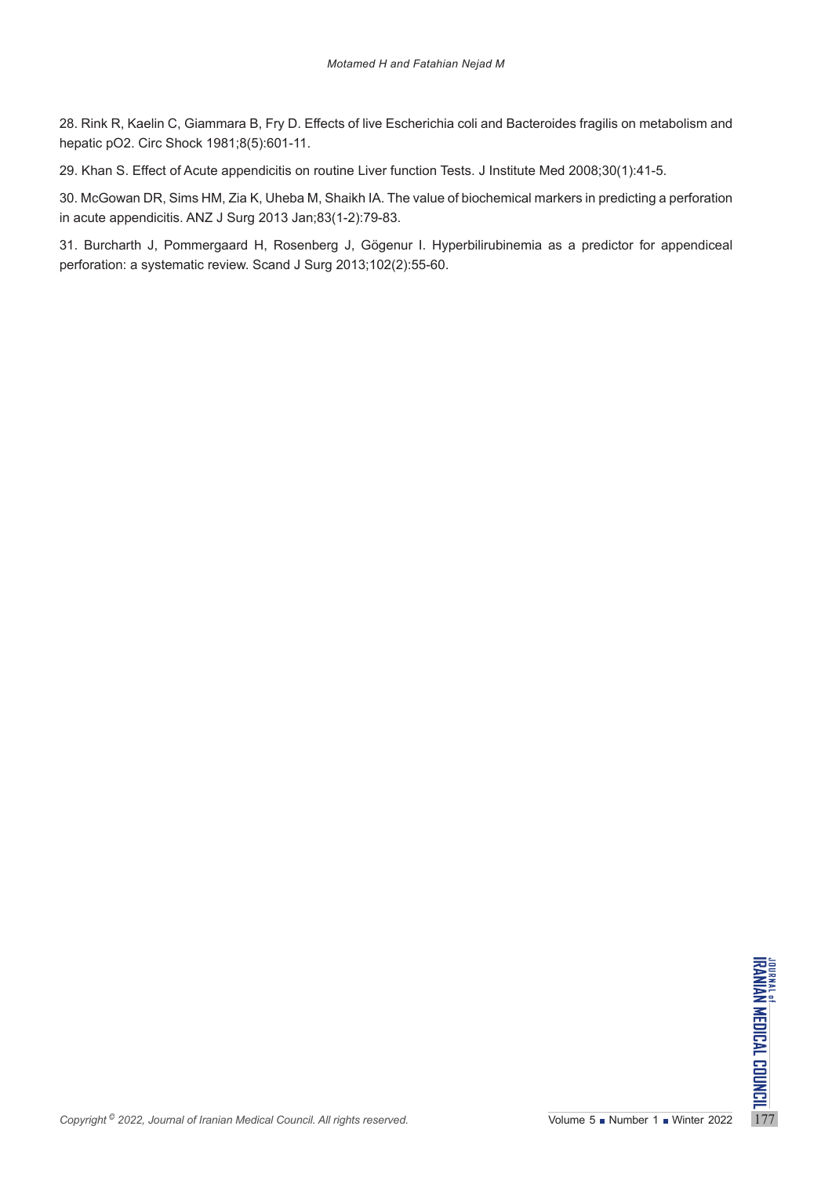28. Rink R, Kaelin C, Giammara B, Fry D. Effects of live Escherichia coli and Bacteroides fragilis on metabolism and hepatic pO2. Circ Shock 1981;8(5):601-11.

29. Khan S. Effect of Acute appendicitis on routine Liver function Tests. J Institute Med 2008;30(1):41-5.

30. McGowan DR, Sims HM, Zia K, Uheba M, Shaikh IA. The value of biochemical markers in predicting a perforation in acute appendicitis. ANZ J Surg 2013 Jan;83(1-2):79-83.

31. Burcharth J, Pommergaard H, Rosenberg J, Gögenur I. Hyperbilirubinemia as a predictor for appendiceal perforation: a systematic review. Scand J Surg 2013;102(2):55-60.